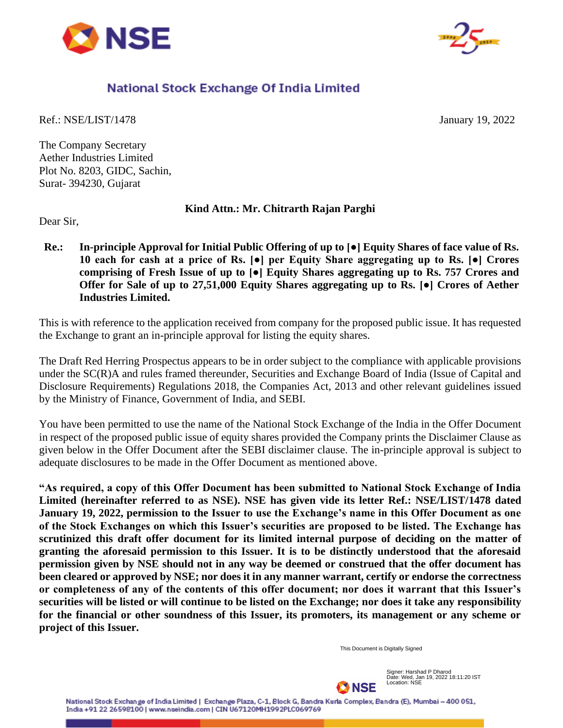## National Stock Exchange Of India Limited

Ref.: NSE/LIST/1478

January 19, 2022

The Company Secretary
Aether Industries Limited
Plot No. 8203, GIDC, Sachin,
Surat- 394230, Gujarat

**Kind Attn.: Mr. Chitrarth Rajan Parghi**

Dear Sir,

**Re.: In-principle Approval for Initial Public Offering of up to [●] Equity Shares of face value of Rs. 10 each for cash at a price of Rs. [●] per Equity Share aggregating up to Rs. [●] Crores comprising of Fresh Issue of up to [●] Equity Shares aggregating up to Rs. 757 Crores and Offer for Sale of up to 27,51,000 Equity Shares aggregating up to Rs. [●] Crores of Aether Industries Limited.**

This is with reference to the application received from company for the proposed public issue. It has requested the Exchange to grant an in-principle approval for listing the equity shares.

The Draft Red Herring Prospectus appears to be in order subject to the compliance with applicable provisions under the SC(R)A and rules framed thereunder, Securities and Exchange Board of India (Issue of Capital and Disclosure Requirements) Regulations 2018, the Companies Act, 2013 and other relevant guidelines issued by the Ministry of Finance, Government of India, and SEBI.

You have been permitted to use the name of the National Stock Exchange of the India in the Offer Document in respect of the proposed public issue of equity shares provided the Company prints the Disclaimer Clause as given below in the Offer Document after the SEBI disclaimer clause. The in-principle approval is subject to adequate disclosures to be made in the Offer Document as mentioned above.

**"As required, a copy of this Offer Document has been submitted to National Stock Exchange of India Limited (hereinafter referred to as NSE). NSE has given vide its letter Ref.: NSE/LIST/1478 dated January 19, 2022, permission to the Issuer to use the Exchange's name in this Offer Document as one of the Stock Exchanges on which this Issuer's securities are proposed to be listed. The Exchange has scrutinized this draft offer document for its limited internal purpose of deciding on the matter of granting the aforesaid permission to this Issuer. It is to be distinctly understood that the aforesaid permission given by NSE should not in any way be deemed or construed that the offer document has been cleared or approved by NSE; nor does it in any manner warrant, certify or endorse the correctness or completeness of any of the contents of this offer document; nor does it warrant that this Issuer's securities will be listed or will continue to be listed on the Exchange; nor does it take any responsibility for the financial or other soundness of this Issuer, its promoters, its management or any scheme or project of this Issuer.**

This Document is Digitally Signed

Signer: Harshad P Dharod
Date: Wed, Jan 19, 2022 18:11:20 IST
Location: NSE

National Stock Exchange of India Limited | Exchange Plaza, C-1, Block G, Bandra Kurla Complex, Bandra (E), Mumbai – 400 051, India +91 22 26598100 | www.nseindia.com | CIN U67120MH1992PLC069769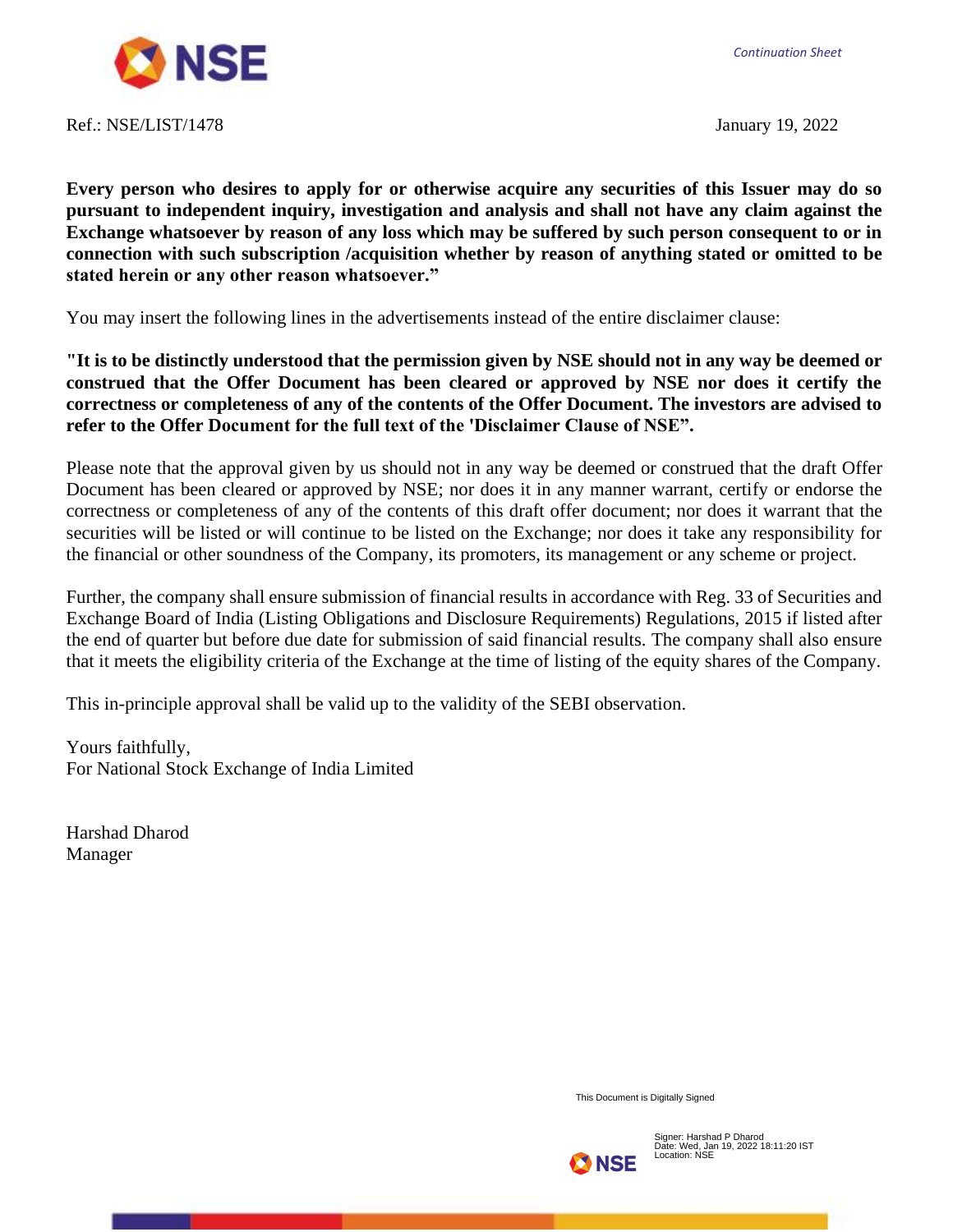Ref.: NSE/LIST/1478 January 19, 2022

**Every person who desires to apply for or otherwise acquire any securities of this Issuer may do so pursuant to independent inquiry, investigation and analysis and shall not have any claim against the Exchange whatsoever by reason of any loss which may be suffered by such person consequent to or in connection with such subscription /acquisition whether by reason of anything stated or omitted to be stated herein or any other reason whatsoever."**

You may insert the following lines in the advertisements instead of the entire disclaimer clause:

**"It is to be distinctly understood that the permission given by NSE should not in any way be deemed or construed that the Offer Document has been cleared or approved by NSE nor does it certify the correctness or completeness of any of the contents of the Offer Document. The investors are advised to refer to the Offer Document for the full text of the 'Disclaimer Clause of NSE".**

Please note that the approval given by us should not in any way be deemed or construed that the draft Offer Document has been cleared or approved by NSE; nor does it in any manner warrant, certify or endorse the correctness or completeness of any of the contents of this draft offer document; nor does it warrant that the securities will be listed or will continue to be listed on the Exchange; nor does it take any responsibility for the financial or other soundness of the Company, its promoters, its management or any scheme or project.

Further, the company shall ensure submission of financial results in accordance with Reg. 33 of Securities and Exchange Board of India (Listing Obligations and Disclosure Requirements) Regulations, 2015 if listed after the end of quarter but before due date for submission of said financial results. The company shall also ensure that it meets the eligibility criteria of the Exchange at the time of listing of the equity shares of the Company.

This in-principle approval shall be valid up to the validity of the SEBI observation.

Yours faithfully,
For National Stock Exchange of India Limited

Harshad Dharod
Manager

This Document is Digitally Signed

Signer: Harshad P Dharod
Date: Wed, Jan 19, 2022 18:11:20 IST
Location: NSE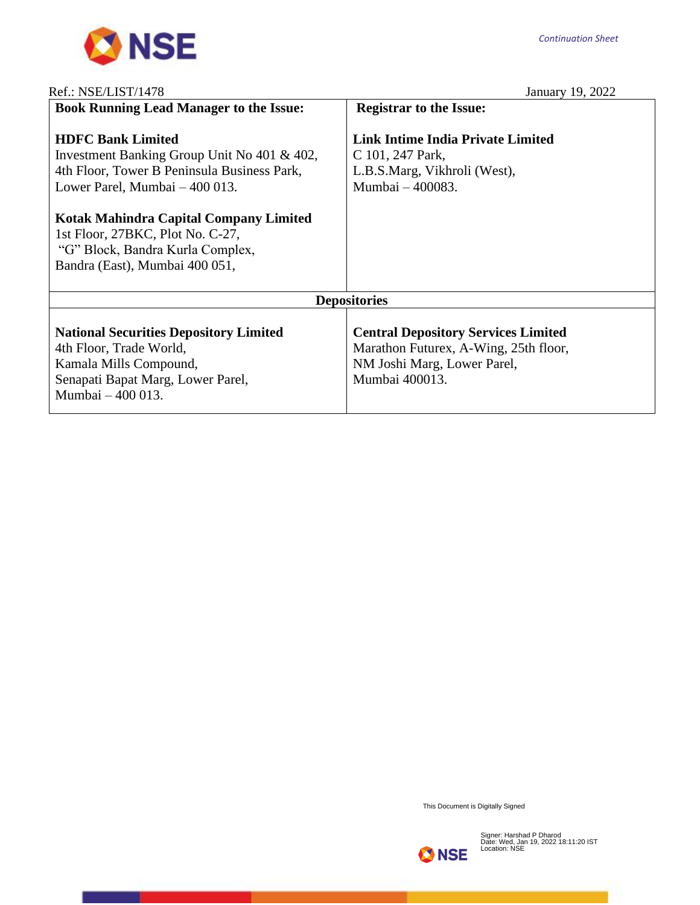Ref.: NSE/LIST/1478 January 19, 2022

| Book Running Lead Manager to the Issue: | Registrar to the Issue: |
|---|---|
| **HDFC Bank Limited**<br>Investment Banking Group Unit No 401 & 402,<br>4th Floor, Tower B Peninsula Business Park,<br>Lower Parel, Mumbai – 400 013.<br><br>**Kotak Mahindra Capital Company Limited**<br>1st Floor, 27BKC, Plot No. C-27,<br>"G" Block, Bandra Kurla Complex,<br>Bandra (East), Mumbai 400 051, | **Link Intime India Private Limited**<br>C 101, 247 Park,<br>L.B.S.Marg, Vikhroli (West),<br>Mumbai – 400083. |
| **Depositories** | |
| **National Securities Depository Limited**<br>4th Floor, Trade World,<br>Kamala Mills Compound,<br>Senapati Bapat Marg, Lower Parel,<br>Mumbai – 400 013. | **Central Depository Services Limited**<br>Marathon Futurex, A-Wing, 25th floor,<br>NM Joshi Marg, Lower Parel,<br>Mumbai 400013. |

This Document is Digitally Signed

Signer: Harshad P Dharod
Date: Wed, Jan 19, 2022 18:11:20 IST
Location: NSE